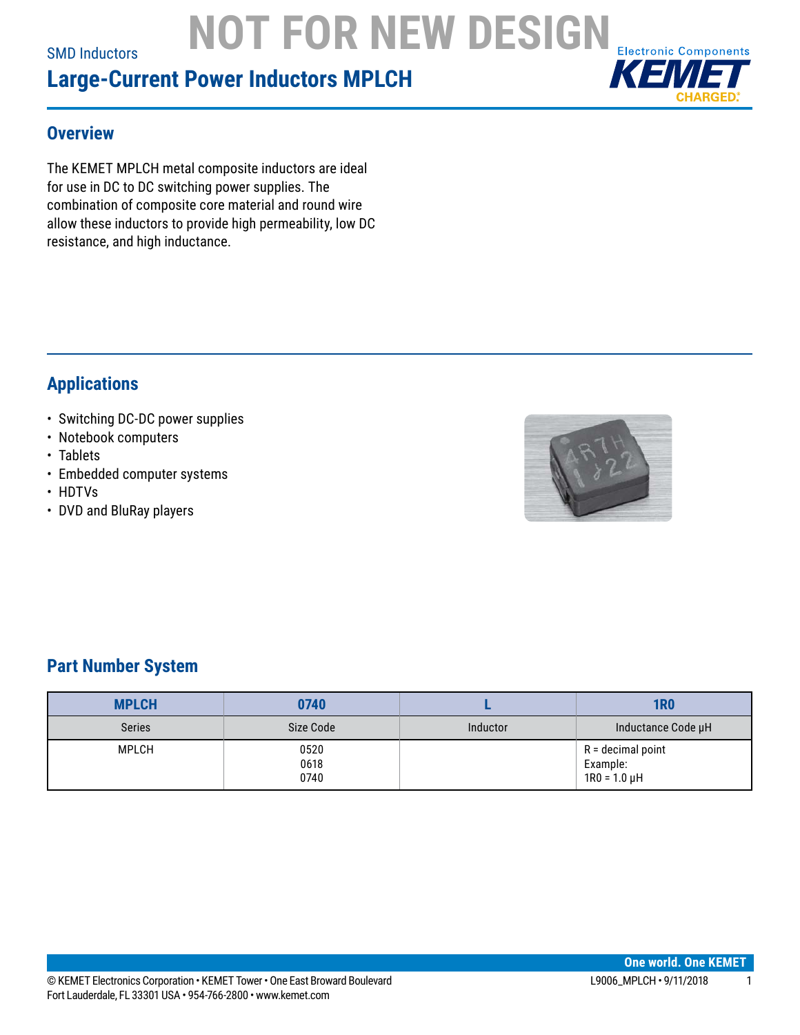NOT FOR NEW DESIGN

SMD Inductors

# Large-Current Power Inductors MPLCH

## Overview

The KEMET MPLCH metal composite inductors are ideal for use in DC to DC switching power supplies. The combination of composite core material and round wire allow these inductors to provide high permeability, low DC resistance, and high inductance.

## Applications

- Switching DC-DC power supplies
- Notebook computers
- Tablets
- Embedded computer systems
- HDTVs
- DVD and BluRay players

## Part Number System

| MPLCH | 0740 | L | 1R0 |
|---|---|---|---|
| Series | Size Code | Inductor | Inductance Code µH |
| MPLCH | 0520<br>0618<br>0740 | | R = decimal point<br>Example:<br>1R0 = 1.0 µH |

© KEMET Electronics Corporation • KEMET Tower • One East Broward Boulevard
Fort Lauderdale, FL 33301 USA • 954-766-2800 • www.kemet.com

L9006_MPLCH • 9/11/2018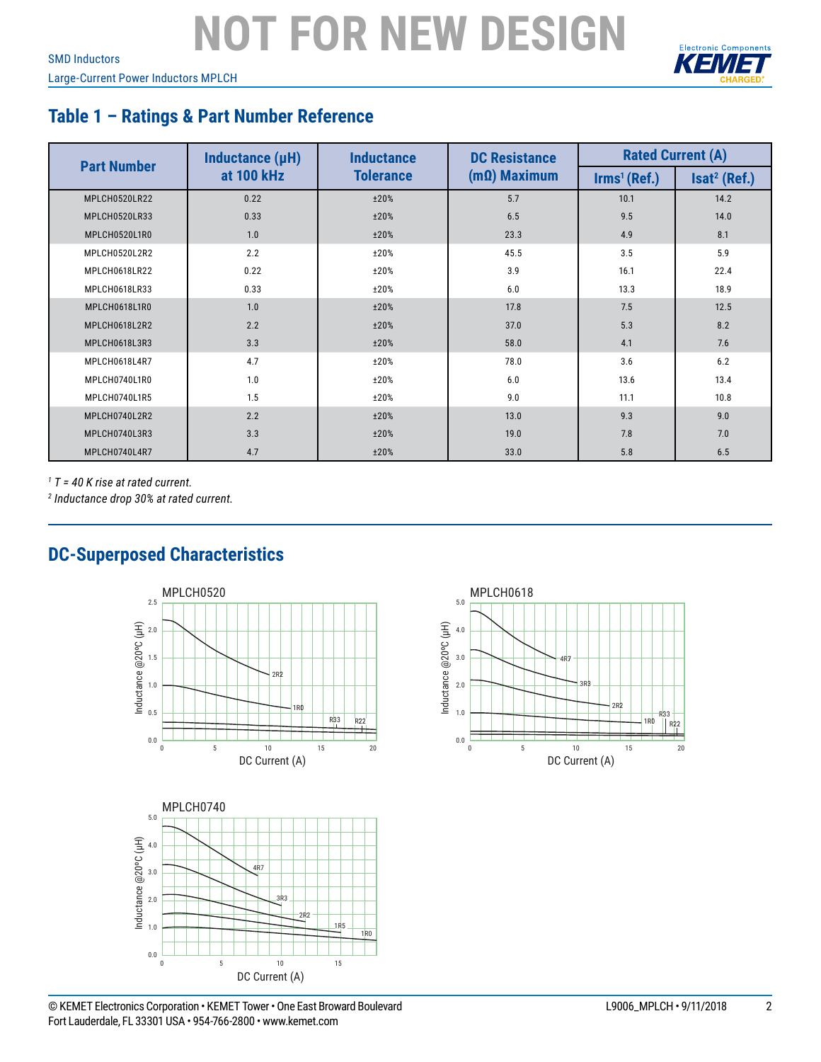NOT FOR NEW DESIGN

## Table 1 – Ratings & Part Number Reference

| Part Number | Inductance (µH) at 100 kHz | Inductance Tolerance | DC Resistance (mΩ) Maximum | Rated Current (A) | |
|---|---|---|---|---|---|
| | | | | Irms[1] (Ref.) | Isat[2] (Ref.) |
| MPLCH0520LR22 | 0.22 | ±20% | 5.7 | 10.1 | 14.2 |
| MPLCH0520LR33 | 0.33 | ±20% | 6.5 | 9.5 | 14.0 |
| MPLCH0520L1R0 | 1.0 | ±20% | 23.3 | 4.9 | 8.1 |
| MPLCH0520L2R2 | 2.2 | ±20% | 45.5 | 3.5 | 5.9 |
| MPLCH0618LR22 | 0.22 | ±20% | 3.9 | 16.1 | 22.4 |
| MPLCH0618LR33 | 0.33 | ±20% | 6.0 | 13.3 | 18.9 |
| MPLCH0618L1R0 | 1.0 | ±20% | 17.8 | 7.5 | 12.5 |
| MPLCH0618L2R2 | 2.2 | ±20% | 37.0 | 5.3 | 8.2 |
| MPLCH0618L3R3 | 3.3 | ±20% | 58.0 | 4.1 | 7.6 |
| MPLCH0618L4R7 | 4.7 | ±20% | 78.0 | 3.6 | 6.2 |
| MPLCH0740L1R0 | 1.0 | ±20% | 6.0 | 13.6 | 13.4 |
| MPLCH0740L1R5 | 1.5 | ±20% | 9.0 | 11.1 | 10.8 |
| MPLCH0740L2R2 | 2.2 | ±20% | 13.0 | 9.3 | 9.0 |
| MPLCH0740L3R3 | 3.3 | ±20% | 19.0 | 7.8 | 7.0 |
| MPLCH0740L4R7 | 4.7 | ±20% | 33.0 | 5.8 | 6.5 |

[1] *T = 40 K rise at rated current.*

[2] *Inductance drop 30% at rated current.*

## DC-Superposed Characteristics

MPLCH0520

MPLCH0618

MPLCH0740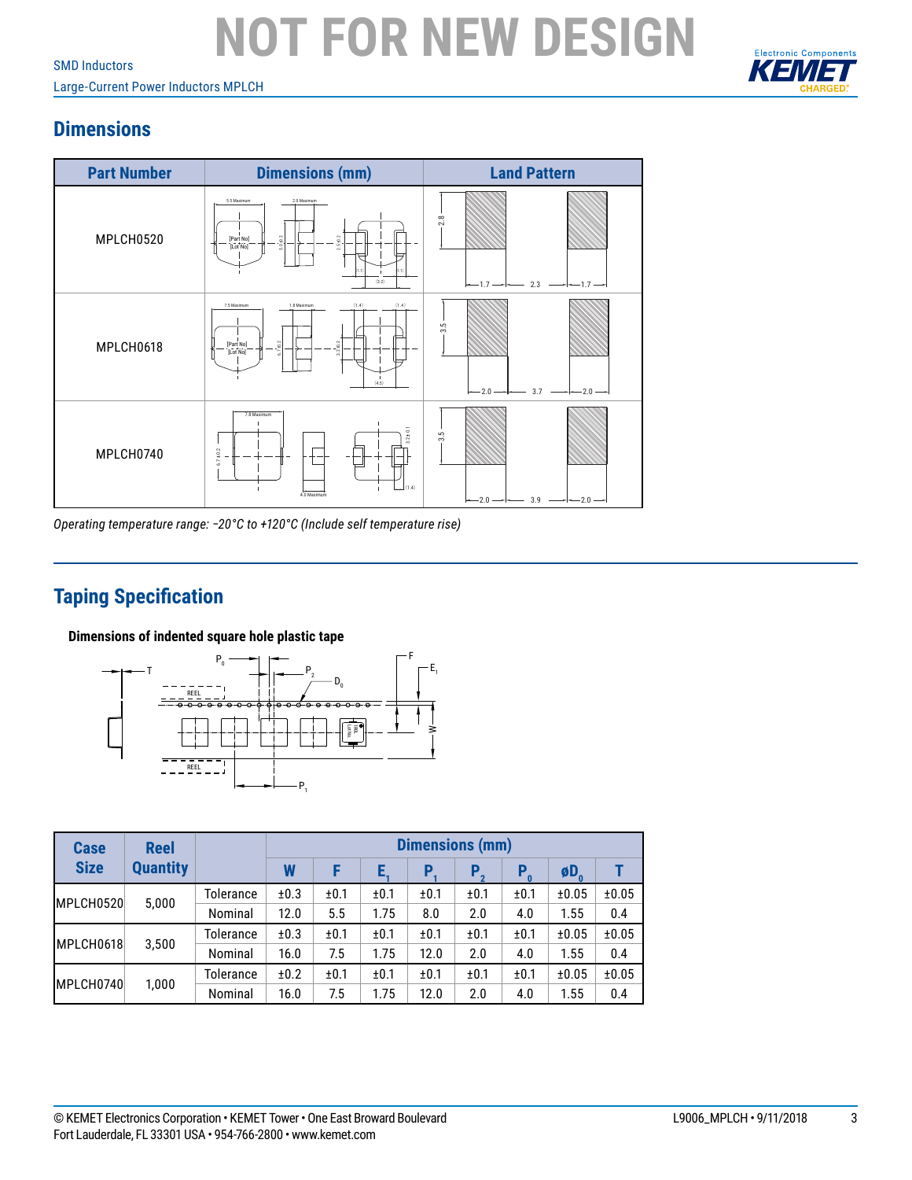# NOT FOR NEW DESIGN

## Dimensions

| Part Number | Dimensions (mm) | Land Pattern |
|---|---|---|
| MPLCH0520 | | |
| MPLCH0618 | | |
| MPLCH0740 | | |

*Operating temperature range: −20°C to +120°C (Include self temperature rise)*

## Taping Specification

**Dimensions of indented square hole plastic tape**

| Case Size | Reel Quantity | | Dimensions (mm) | | | | | | | |
|---|---|---|---|---|---|---|---|---|---|---|
| | | | W | F | $E_1$ | $P_1$ | $P_2$ | $P_0$ | $øD_0$ | T |
| MPLCH0520 | 5,000 | Tolerance | ±0.3 | ±0.1 | ±0.1 | ±0.1 | ±0.1 | ±0.1 | ±0.05 | ±0.05 |
| | | Nominal | 12.0 | 5.5 | 1.75 | 8.0 | 2.0 | 4.0 | 1.55 | 0.4 |
| MPLCH0618 | 3,500 | Tolerance | ±0.3 | ±0.1 | ±0.1 | ±0.1 | ±0.1 | ±0.1 | ±0.05 | ±0.05 |
| | | Nominal | 16.0 | 7.5 | 1.75 | 12.0 | 2.0 | 4.0 | 1.55 | 0.4 |
| MPLCH0740 | 1,000 | Tolerance | ±0.2 | ±0.1 | ±0.1 | ±0.1 | ±0.1 | ±0.1 | ±0.05 | ±0.05 |
| | | Nominal | 16.0 | 7.5 | 1.75 | 12.0 | 2.0 | 4.0 | 1.55 | 0.4 |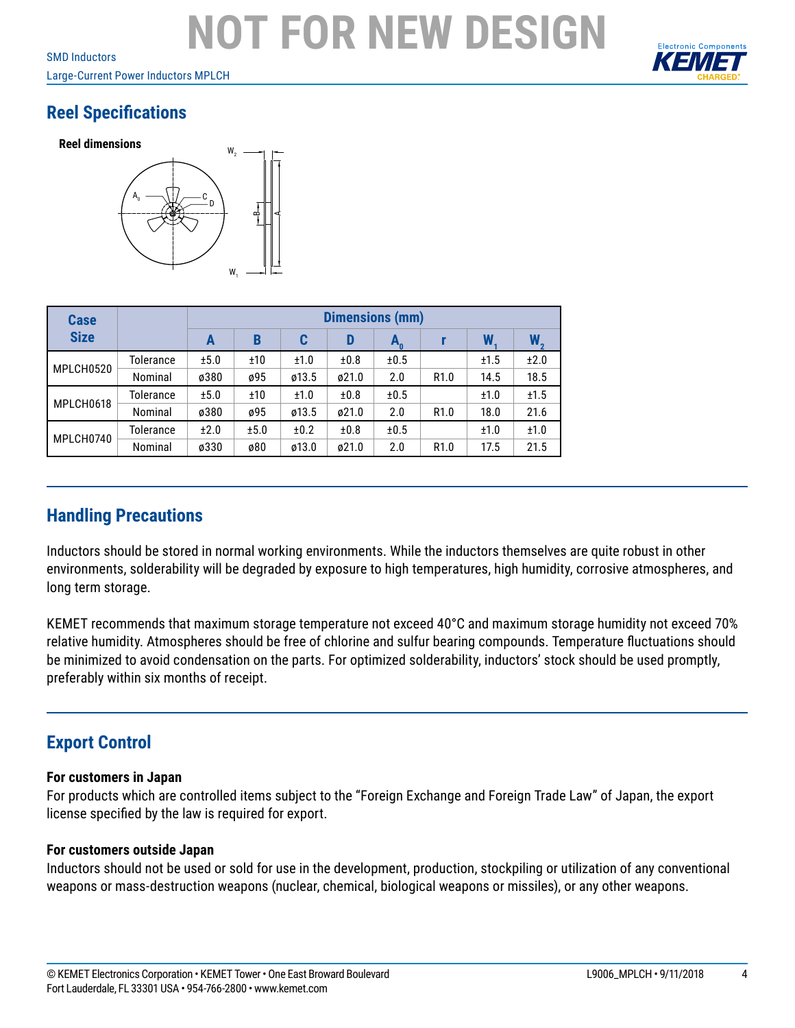NOT FOR NEW DESIGN

## Reel Specifications

**Reel dimensions**

| Case Size | | Dimensions (mm) | | | | | | | |
|---|---|---|---|---|---|---|---|---|---|
| | | A | B | C | D | $A_0$ | r | $W_1$ | $W_2$ |
| MPLCH0520 | Tolerance | ±5.0 | ±10 | ±1.0 | ±0.8 | ±0.5 | | ±1.5 | ±2.0 |
| | Nominal | ø380 | ø95 | ø13.5 | ø21.0 | 2.0 | R1.0 | 14.5 | 18.5 |
| MPLCH0618 | Tolerance | ±5.0 | ±10 | ±1.0 | ±0.8 | ±0.5 | | ±1.0 | ±1.5 |
| | Nominal | ø380 | ø95 | ø13.5 | ø21.0 | 2.0 | R1.0 | 18.0 | 21.6 |
| MPLCH0740 | Tolerance | ±2.0 | ±5.0 | ±0.2 | ±0.8 | ±0.5 | | ±1.0 | ±1.0 |
| | Nominal | ø330 | ø80 | ø13.0 | ø21.0 | 2.0 | R1.0 | 17.5 | 21.5 |

## Handling Precautions

Inductors should be stored in normal working environments. While the inductors themselves are quite robust in other environments, solderability will be degraded by exposure to high temperatures, high humidity, corrosive atmospheres, and long term storage.

KEMET recommends that maximum storage temperature not exceed 40°C and maximum storage humidity not exceed 70% relative humidity. Atmospheres should be free of chlorine and sulfur bearing compounds. Temperature fluctuations should be minimized to avoid condensation on the parts. For optimized solderability, inductors' stock should be used promptly, preferably within six months of receipt.

## Export Control

**For customers in Japan**

For products which are controlled items subject to the "Foreign Exchange and Foreign Trade Law" of Japan, the export license specified by the law is required for export.

**For customers outside Japan**

Inductors should not be used or sold for use in the development, production, stockpiling or utilization of any conventional weapons or mass-destruction weapons (nuclear, chemical, biological weapons or missiles), or any other weapons.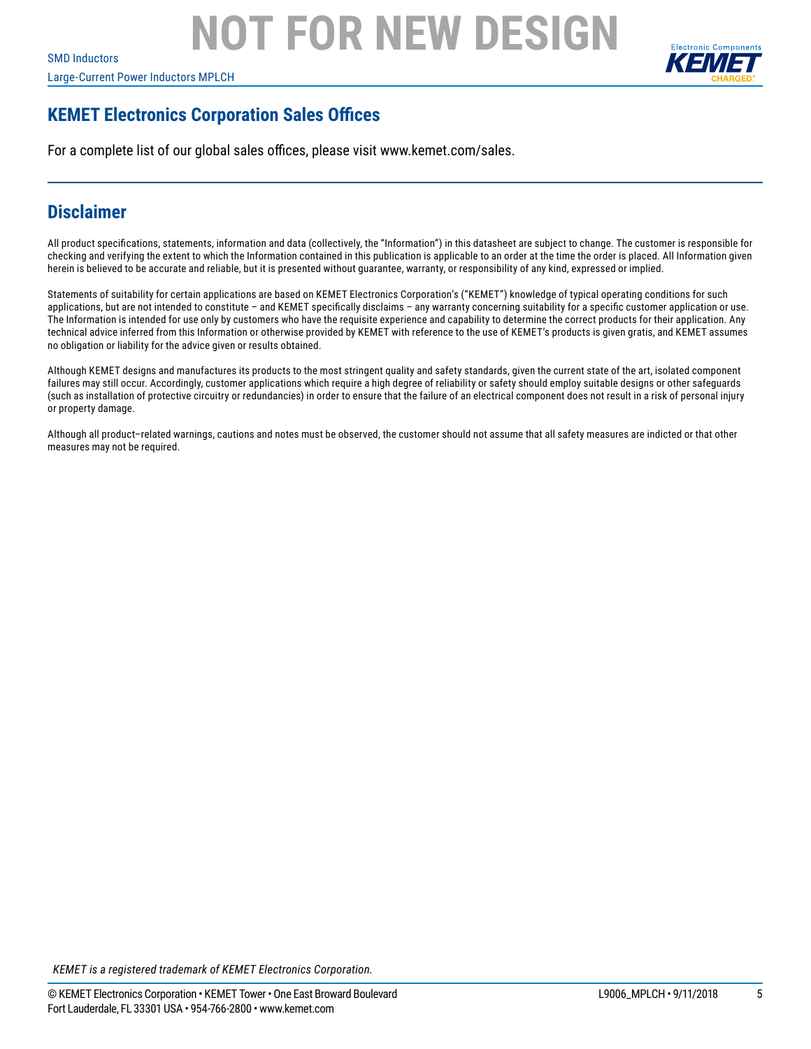## KEMET Electronics Corporation Sales Offices

For a complete list of our global sales offices, please visit www.kemet.com/sales.

## Disclaimer

All product specifications, statements, information and data (collectively, the "Information") in this datasheet are subject to change. The customer is responsible for checking and verifying the extent to which the Information contained in this publication is applicable to an order at the time the order is placed. All Information given herein is believed to be accurate and reliable, but it is presented without guarantee, warranty, or responsibility of any kind, expressed or implied.

Statements of suitability for certain applications are based on KEMET Electronics Corporation's ("KEMET") knowledge of typical operating conditions for such applications, but are not intended to constitute – and KEMET specifically disclaims – any warranty concerning suitability for a specific customer application or use. The Information is intended for use only by customers who have the requisite experience and capability to determine the correct products for their application. Any technical advice inferred from this Information or otherwise provided by KEMET with reference to the use of KEMET's products is given gratis, and KEMET assumes no obligation or liability for the advice given or results obtained.

Although KEMET designs and manufactures its products to the most stringent quality and safety standards, given the current state of the art, isolated component failures may still occur. Accordingly, customer applications which require a high degree of reliability or safety should employ suitable designs or other safeguards (such as installation of protective circuitry or redundancies) in order to ensure that the failure of an electrical component does not result in a risk of personal injury or property damage.

Although all product–related warnings, cautions and notes must be observed, the customer should not assume that all safety measures are indicted or that other measures may not be required.

*KEMET is a registered trademark of KEMET Electronics Corporation.*